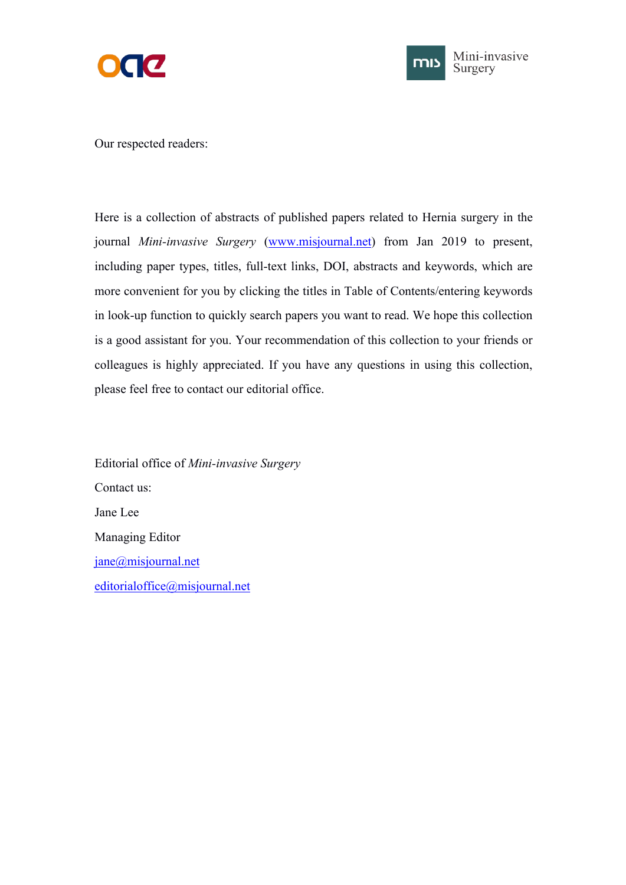Our respected readers:

Here is a collection of abstracts of published papers related to Hernia surgery in the journal *Mini-invasive Surgery* (www.misjournal.net) from Jan 2019 to present, including paper types, titles, full-text links, DOI, abstracts and keywords, which are more convenient for you by clicking the titles in Table of Contents/entering keywords in look-up function to quickly search papers you want to read. We hope this collection is a good assistant for you. Your recommendation of this collection to your friends or colleagues is highly appreciated. If you have any questions in using this collection, please feel free to contact our editorial office.

Editorial office of *Mini-invasive Surgery*

Contact us:

Jane Lee

Managing Editor

jane@misjournal.net

editorialoffice@misjournal.net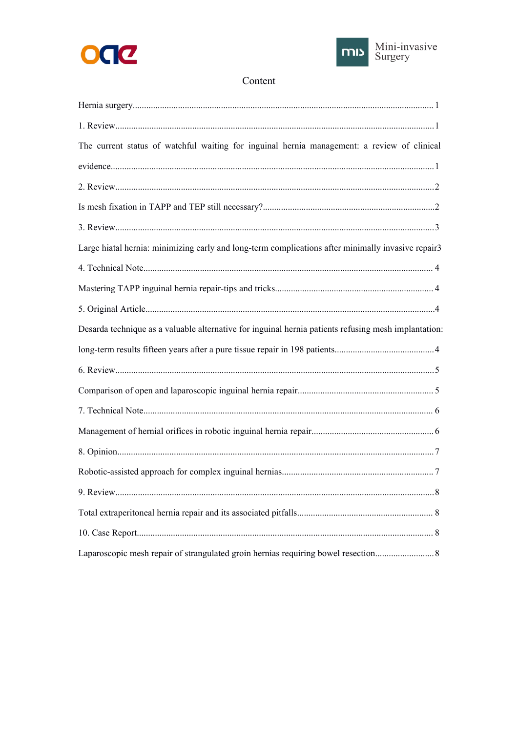# Content

Hernia surgery......................................................................................................................................1

1. Review..............................................................................................................................................1

The current status of watchful waiting for inguinal hernia management: a review of clinical evidence...............................................................................................................................................1

2. Review..............................................................................................................................................2

Is mesh fixation in TAPP and TEP still necessary?.............................................................................2

3. Review..............................................................................................................................................3

Large hiatal hernia: minimizing early and long-term complications after minimally invasive repair3

4. Technical Note.................................................................................................................................4

Mastering TAPP inguinal hernia repair-tips and tricks......................................................................4

5. Original Article................................................................................................................................4

Desarda technique as a valuable alternative for inguinal hernia patients refusing mesh implantation: long-term results fifteen years after a pure tissue repair in 198 patients.............................................4

6. Review..............................................................................................................................................5

Comparison of open and laparoscopic inguinal hernia repair............................................................5

7. Technical Note.................................................................................................................................6

Management of hernial orifices in robotic inguinal hernia repair......................................................6

8. Opinion.............................................................................................................................................7

Robotic-assisted approach for complex inguinal hernias...................................................................7

9. Review..............................................................................................................................................8

Total extraperitoneal hernia repair and its associated pitfalls.............................................................8

10. Case Report....................................................................................................................................8

Laparoscopic mesh repair of strangulated groin hernias requiring bowel resection..........................8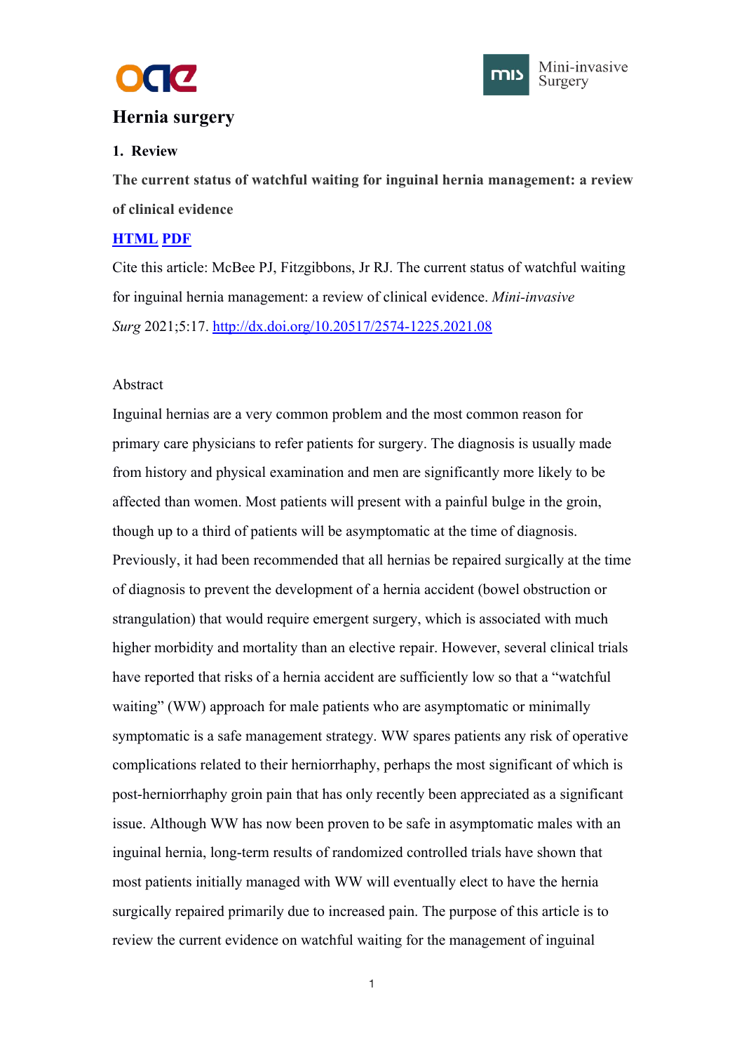# Hernia surgery

## 1. Review

**The current status of watchful waiting for inguinal hernia management: a review of clinical evidence**

**HTML PDF**

Cite this article: McBee PJ, Fitzgibbons, Jr RJ. The current status of watchful waiting for inguinal hernia management: a review of clinical evidence. *Mini-invasive Surg* 2021;5:17. http://dx.doi.org/10.20517/2574-1225.2021.08

Abstract

Inguinal hernias are a very common problem and the most common reason for primary care physicians to refer patients for surgery. The diagnosis is usually made from history and physical examination and men are significantly more likely to be affected than women. Most patients will present with a painful bulge in the groin, though up to a third of patients will be asymptomatic at the time of diagnosis. Previously, it had been recommended that all hernias be repaired surgically at the time of diagnosis to prevent the development of a hernia accident (bowel obstruction or strangulation) that would require emergent surgery, which is associated with much higher morbidity and mortality than an elective repair. However, several clinical trials have reported that risks of a hernia accident are sufficiently low so that a "watchful waiting" (WW) approach for male patients who are asymptomatic or minimally symptomatic is a safe management strategy. WW spares patients any risk of operative complications related to their herniorrhaphy, perhaps the most significant of which is post-herniorrhaphy groin pain that has only recently been appreciated as a significant issue. Although WW has now been proven to be safe in asymptomatic males with an inguinal hernia, long-term results of randomized controlled trials have shown that most patients initially managed with WW will eventually elect to have the hernia surgically repaired primarily due to increased pain. The purpose of this article is to review the current evidence on watchful waiting for the management of inguinal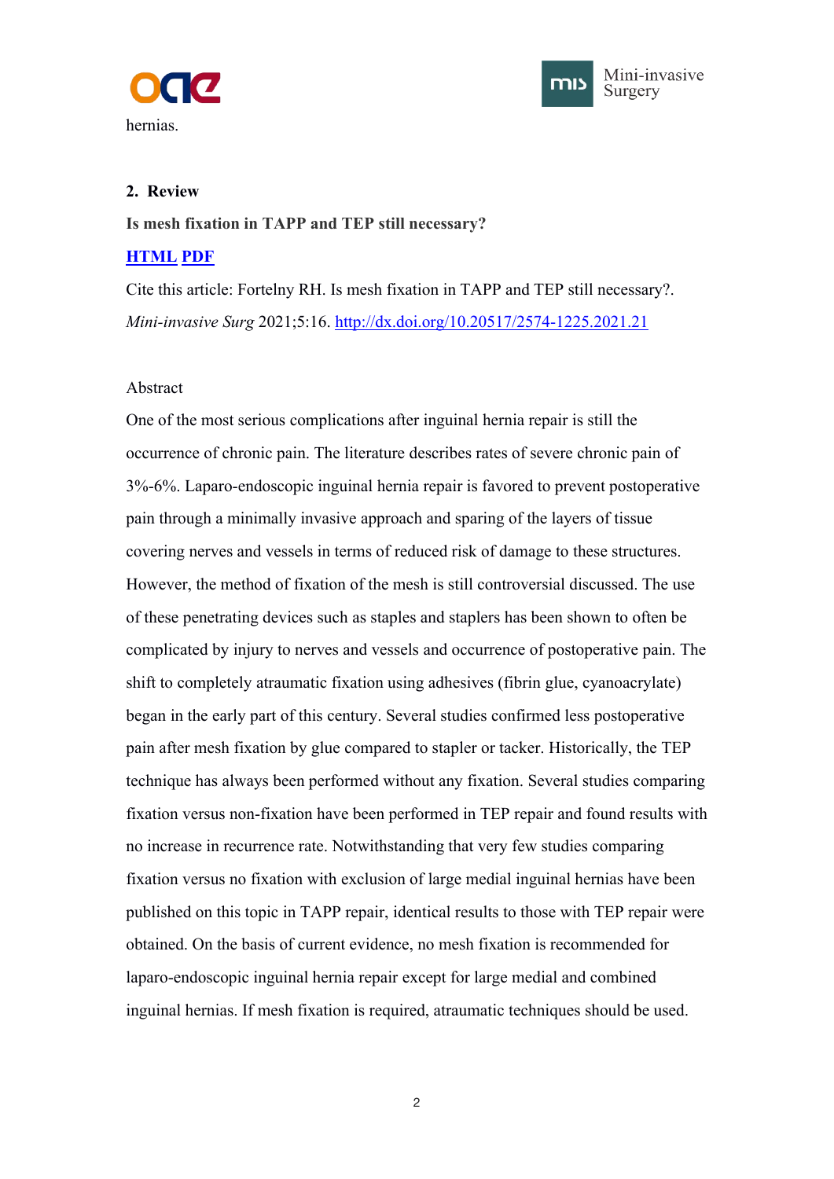hernias.

## 2. Review

**Is mesh fixation in TAPP and TEP still necessary?**

**[HTML](#) [PDF](#)**

Cite this article: Fortelny RH. Is mesh fixation in TAPP and TEP still necessary?. *Mini-invasive Surg* 2021;5:16. [http://dx.doi.org/10.20517/2574-1225.2021.21](http://dx.doi.org/10.20517/2574-1225.2021.21)

Abstract

One of the most serious complications after inguinal hernia repair is still the occurrence of chronic pain. The literature describes rates of severe chronic pain of 3%-6%. Laparo-endoscopic inguinal hernia repair is favored to prevent postoperative pain through a minimally invasive approach and sparing of the layers of tissue covering nerves and vessels in terms of reduced risk of damage to these structures. However, the method of fixation of the mesh is still controversial discussed. The use of these penetrating devices such as staples and staplers has been shown to often be complicated by injury to nerves and vessels and occurrence of postoperative pain. The shift to completely atraumatic fixation using adhesives (fibrin glue, cyanoacrylate) began in the early part of this century. Several studies confirmed less postoperative pain after mesh fixation by glue compared to stapler or tacker. Historically, the TEP technique has always been performed without any fixation. Several studies comparing fixation versus non-fixation have been performed in TEP repair and found results with no increase in recurrence rate. Notwithstanding that very few studies comparing fixation versus no fixation with exclusion of large medial inguinal hernias have been published on this topic in TAPP repair, identical results to those with TEP repair were obtained. On the basis of current evidence, no mesh fixation is recommended for laparo-endoscopic inguinal hernia repair except for large medial and combined inguinal hernias. If mesh fixation is required, atraumatic techniques should be used.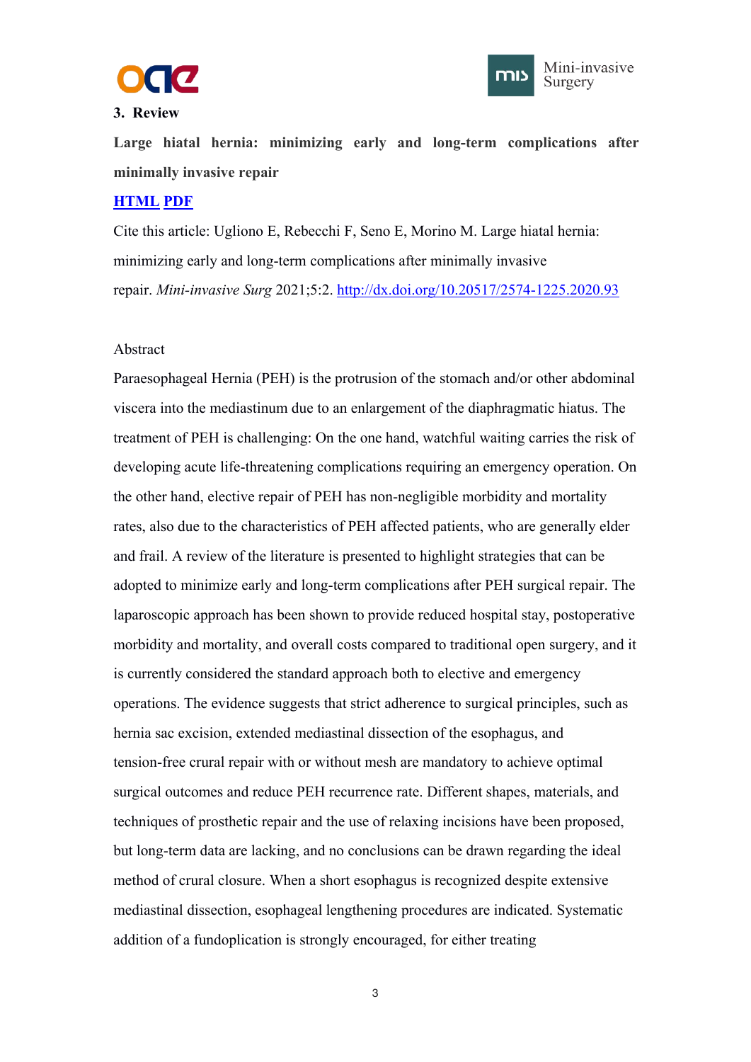**3. Review**

**Large hiatal hernia: minimizing early and long-term complications after minimally invasive repair**

**HTML PDF**

Cite this article: Ugliono E, Rebecchi F, Seno E, Morino M. Large hiatal hernia: minimizing early and long-term complications after minimally invasive repair. *Mini-invasive Surg* 2021;5:2. http://dx.doi.org/10.20517/2574-1225.2020.93

Abstract

Paraesophageal Hernia (PEH) is the protrusion of the stomach and/or other abdominal viscera into the mediastinum due to an enlargement of the diaphragmatic hiatus. The treatment of PEH is challenging: On the one hand, watchful waiting carries the risk of developing acute life-threatening complications requiring an emergency operation. On the other hand, elective repair of PEH has non-negligible morbidity and mortality rates, also due to the characteristics of PEH affected patients, who are generally elder and frail. A review of the literature is presented to highlight strategies that can be adopted to minimize early and long-term complications after PEH surgical repair. The laparoscopic approach has been shown to provide reduced hospital stay, postoperative morbidity and mortality, and overall costs compared to traditional open surgery, and it is currently considered the standard approach both to elective and emergency operations. The evidence suggests that strict adherence to surgical principles, such as hernia sac excision, extended mediastinal dissection of the esophagus, and tension-free crural repair with or without mesh are mandatory to achieve optimal surgical outcomes and reduce PEH recurrence rate. Different shapes, materials, and techniques of prosthetic repair and the use of relaxing incisions have been proposed, but long-term data are lacking, and no conclusions can be drawn regarding the ideal method of crural closure. When a short esophagus is recognized despite extensive mediastinal dissection, esophageal lengthening procedures are indicated. Systematic addition of a fundoplication is strongly encouraged, for either treating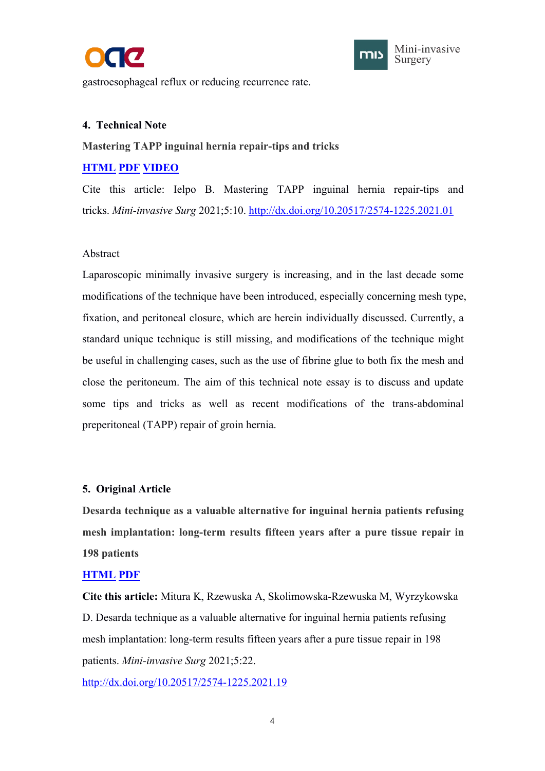gastroesophageal reflux or reducing recurrence rate.

## 4. Technical Note

**Mastering TAPP inguinal hernia repair-tips and tricks**

**HTML PDF VIDEO**

Cite this article: Ielpo B. Mastering TAPP inguinal hernia repair-tips and tricks. *Mini-invasive Surg* 2021;5:10. http://dx.doi.org/10.20517/2574-1225.2021.01

Abstract

Laparoscopic minimally invasive surgery is increasing, and in the last decade some modifications of the technique have been introduced, especially concerning mesh type, fixation, and peritoneal closure, which are herein individually discussed. Currently, a standard unique technique is still missing, and modifications of the technique might be useful in challenging cases, such as the use of fibrine glue to both fix the mesh and close the peritoneum. The aim of this technical note essay is to discuss and update some tips and tricks as well as recent modifications of the trans-abdominal preperitoneal (TAPP) repair of groin hernia.

## 5. Original Article

**Desarda technique as a valuable alternative for inguinal hernia patients refusing mesh implantation: long-term results fifteen years after a pure tissue repair in 198 patients**

**HTML PDF**

**Cite this article:** Mitura K, Rzewuska A, Skolimowska-Rzewuska M, Wyrzykowska D. Desarda technique as a valuable alternative for inguinal hernia patients refusing mesh implantation: long-term results fifteen years after a pure tissue repair in 198 patients. *Mini-invasive Surg* 2021;5:22.

http://dx.doi.org/10.20517/2574-1225.2021.19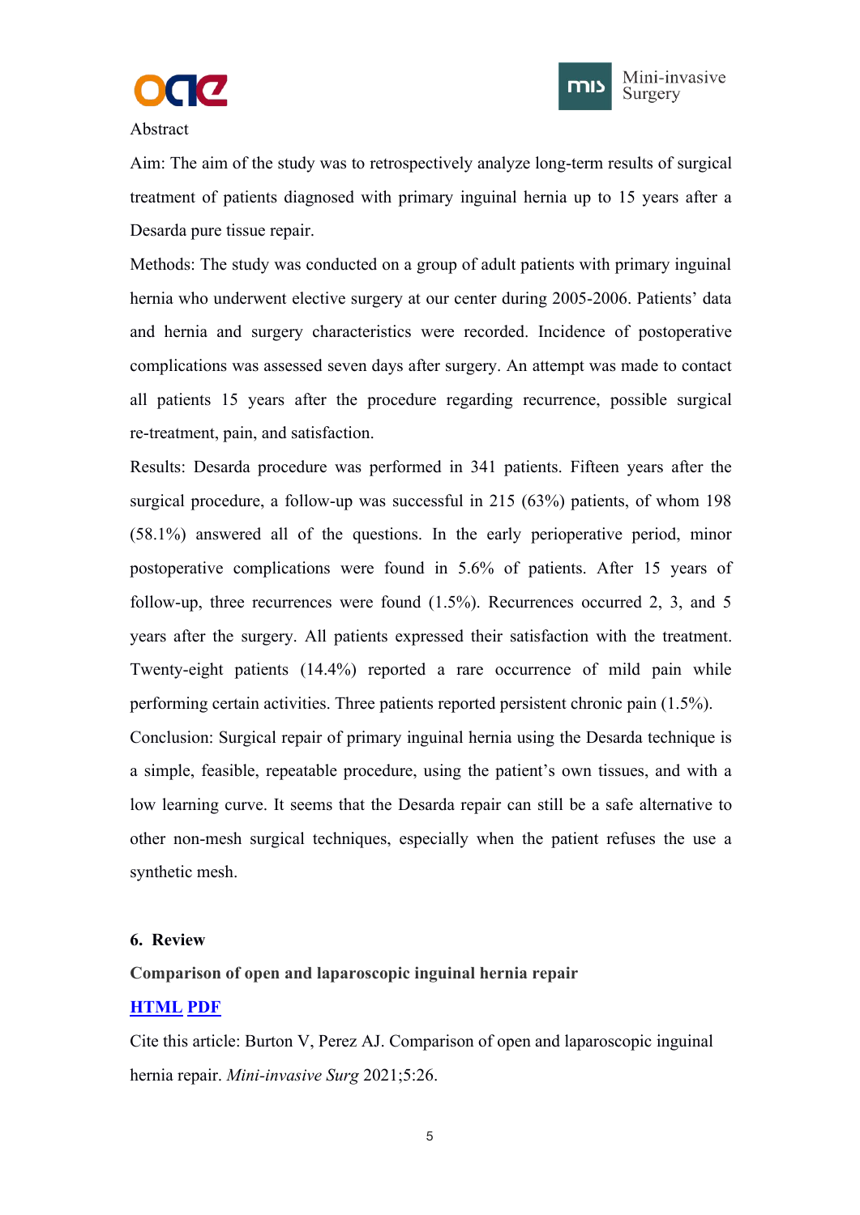Abstract

Aim: The aim of the study was to retrospectively analyze long-term results of surgical treatment of patients diagnosed with primary inguinal hernia up to 15 years after a Desarda pure tissue repair.

Methods: The study was conducted on a group of adult patients with primary inguinal hernia who underwent elective surgery at our center during 2005-2006. Patients' data and hernia and surgery characteristics were recorded. Incidence of postoperative complications was assessed seven days after surgery. An attempt was made to contact all patients 15 years after the procedure regarding recurrence, possible surgical re-treatment, pain, and satisfaction.

Results: Desarda procedure was performed in 341 patients. Fifteen years after the surgical procedure, a follow-up was successful in 215 (63%) patients, of whom 198 (58.1%) answered all of the questions. In the early perioperative period, minor postoperative complications were found in 5.6% of patients. After 15 years of follow-up, three recurrences were found (1.5%). Recurrences occurred 2, 3, and 5 years after the surgery. All patients expressed their satisfaction with the treatment. Twenty-eight patients (14.4%) reported a rare occurrence of mild pain while performing certain activities. Three patients reported persistent chronic pain (1.5%).

Conclusion: Surgical repair of primary inguinal hernia using the Desarda technique is a simple, feasible, repeatable procedure, using the patient's own tissues, and with a low learning curve. It seems that the Desarda repair can still be a safe alternative to other non-mesh surgical techniques, especially when the patient refuses the use a synthetic mesh.

**6. Review**

**Comparison of open and laparoscopic inguinal hernia repair**

**HTML PDF**

Cite this article: Burton V, Perez AJ. Comparison of open and laparoscopic inguinal hernia repair. *Mini-invasive Surg* 2021;5:26.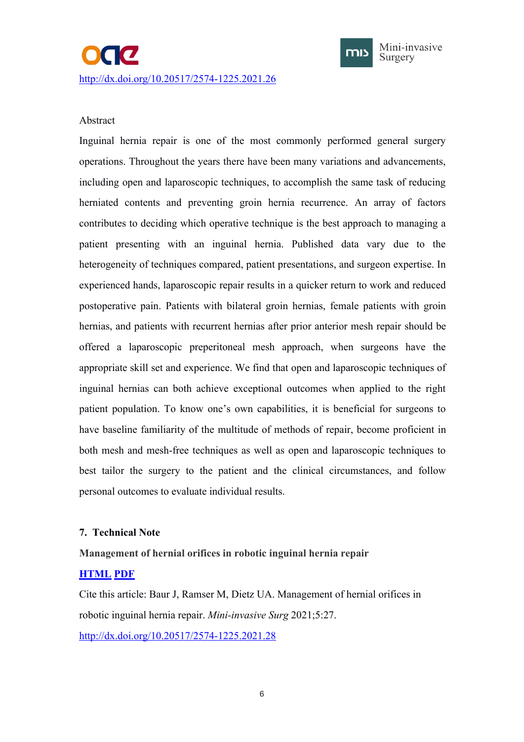http://dx.doi.org/10.20517/2574-1225.2021.26

Abstract

Inguinal hernia repair is one of the most commonly performed general surgery operations. Throughout the years there have been many variations and advancements, including open and laparoscopic techniques, to accomplish the same task of reducing herniated contents and preventing groin hernia recurrence. An array of factors contributes to deciding which operative technique is the best approach to managing a patient presenting with an inguinal hernia. Published data vary due to the heterogeneity of techniques compared, patient presentations, and surgeon expertise. In experienced hands, laparoscopic repair results in a quicker return to work and reduced postoperative pain. Patients with bilateral groin hernias, female patients with groin hernias, and patients with recurrent hernias after prior anterior mesh repair should be offered a laparoscopic preperitoneal mesh approach, when surgeons have the appropriate skill set and experience. We find that open and laparoscopic techniques of inguinal hernias can both achieve exceptional outcomes when applied to the right patient population. To know one's own capabilities, it is beneficial for surgeons to have baseline familiarity of the multitude of methods of repair, become proficient in both mesh and mesh-free techniques as well as open and laparoscopic techniques to best tailor the surgery to the patient and the clinical circumstances, and follow personal outcomes to evaluate individual results.

## 7. Technical Note

**Management of hernial orifices in robotic inguinal hernia repair**

**HTML PDF**

Cite this article: Baur J, Ramser M, Dietz UA. Management of hernial orifices in robotic inguinal hernia repair. *Mini-invasive Surg* 2021;5:27.

http://dx.doi.org/10.20517/2574-1225.2021.28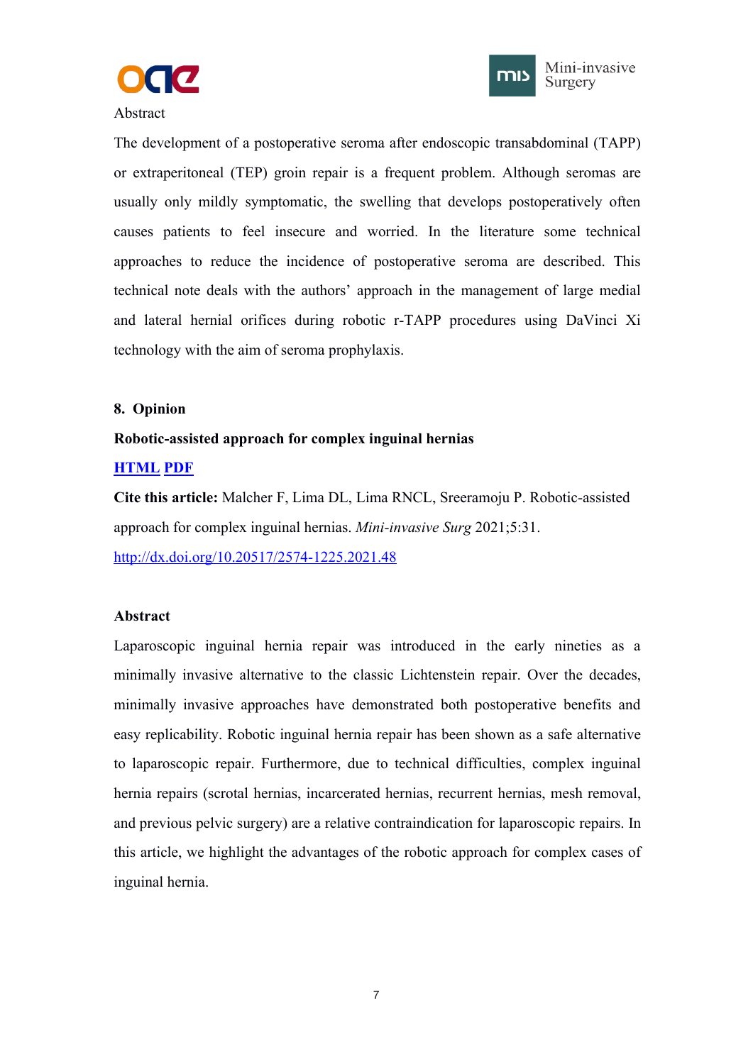Abstract

The development of a postoperative seroma after endoscopic transabdominal (TAPP) or extraperitoneal (TEP) groin repair is a frequent problem. Although seromas are usually only mildly symptomatic, the swelling that develops postoperatively often causes patients to feel insecure and worried. In the literature some technical approaches to reduce the incidence of postoperative seroma are described. This technical note deals with the authors' approach in the management of large medial and lateral hernial orifices during robotic r-TAPP procedures using DaVinci Xi technology with the aim of seroma prophylaxis.

**8. Opinion**

**Robotic-assisted approach for complex inguinal hernias**

**HTML PDF**

**Cite this article:** Malcher F, Lima DL, Lima RNCL, Sreeramoju P. Robotic-assisted approach for complex inguinal hernias. *Mini-invasive Surg* 2021;5:31. http://dx.doi.org/10.20517/2574-1225.2021.48

**Abstract**

Laparoscopic inguinal hernia repair was introduced in the early nineties as a minimally invasive alternative to the classic Lichtenstein repair. Over the decades, minimally invasive approaches have demonstrated both postoperative benefits and easy replicability. Robotic inguinal hernia repair has been shown as a safe alternative to laparoscopic repair. Furthermore, due to technical difficulties, complex inguinal hernia repairs (scrotal hernias, incarcerated hernias, recurrent hernias, mesh removal, and previous pelvic surgery) are a relative contraindication for laparoscopic repairs. In this article, we highlight the advantages of the robotic approach for complex cases of inguinal hernia.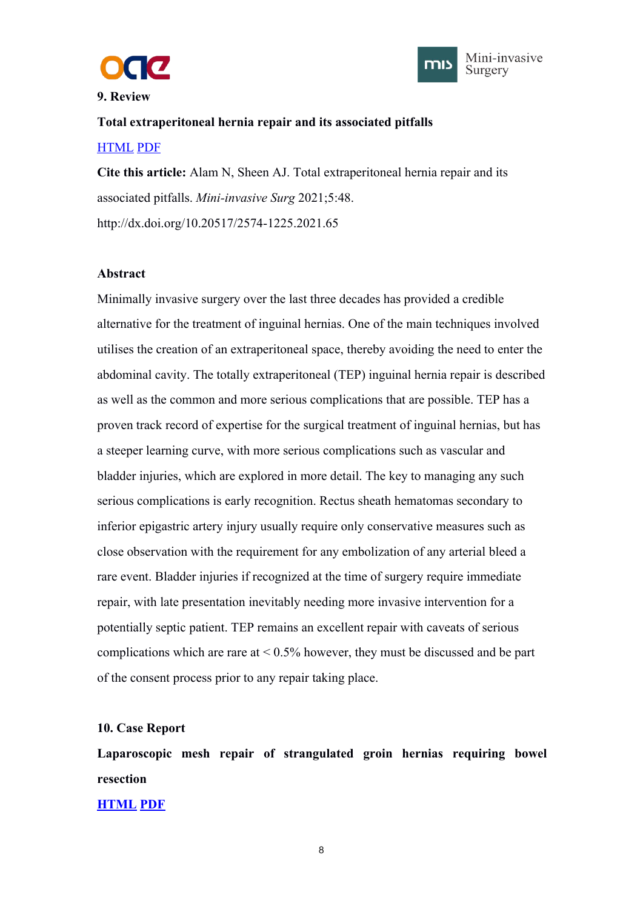**9. Review**

**Total extraperitoneal hernia repair and its associated pitfalls**

HTML PDF

**Cite this article:** Alam N, Sheen AJ. Total extraperitoneal hernia repair and its associated pitfalls. *Mini-invasive Surg* 2021;5:48. http://dx.doi.org/10.20517/2574-1225.2021.65

**Abstract**

Minimally invasive surgery over the last three decades has provided a credible alternative for the treatment of inguinal hernias. One of the main techniques involved utilises the creation of an extraperitoneal space, thereby avoiding the need to enter the abdominal cavity. The totally extraperitoneal (TEP) inguinal hernia repair is described as well as the common and more serious complications that are possible. TEP has a proven track record of expertise for the surgical treatment of inguinal hernias, but has a steeper learning curve, with more serious complications such as vascular and bladder injuries, which are explored in more detail. The key to managing any such serious complications is early recognition. Rectus sheath hematomas secondary to inferior epigastric artery injury usually require only conservative measures such as close observation with the requirement for any embolization of any arterial bleed a rare event. Bladder injuries if recognized at the time of surgery require immediate repair, with late presentation inevitably needing more invasive intervention for a potentially septic patient. TEP remains an excellent repair with caveats of serious complications which are rare at < 0.5% however, they must be discussed and be part of the consent process prior to any repair taking place.

**10. Case Report**

**Laparoscopic mesh repair of strangulated groin hernias requiring bowel resection**

**HTML PDF**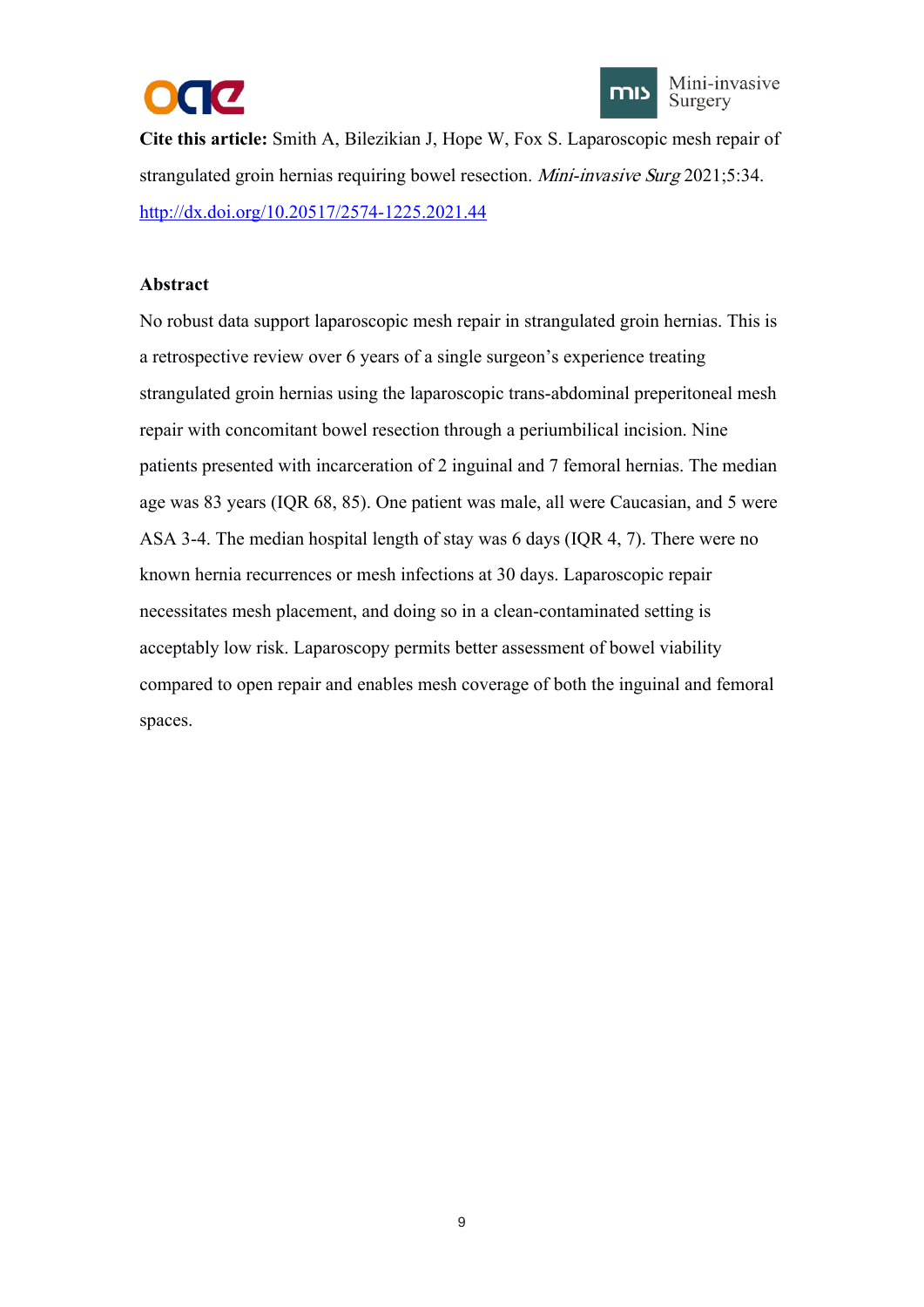**Cite this article:** Smith A, Bilezikian J, Hope W, Fox S. Laparoscopic mesh repair of strangulated groin hernias requiring bowel resection. *Mini-invasive Surg* 2021;5:34. http://dx.doi.org/10.20517/2574-1225.2021.44

**Abstract**

No robust data support laparoscopic mesh repair in strangulated groin hernias. This is a retrospective review over 6 years of a single surgeon's experience treating strangulated groin hernias using the laparoscopic trans-abdominal preperitoneal mesh repair with concomitant bowel resection through a periumbilical incision. Nine patients presented with incarceration of 2 inguinal and 7 femoral hernias. The median age was 83 years (IQR 68, 85). One patient was male, all were Caucasian, and 5 were ASA 3-4. The median hospital length of stay was 6 days (IQR 4, 7). There were no known hernia recurrences or mesh infections at 30 days. Laparoscopic repair necessitates mesh placement, and doing so in a clean-contaminated setting is acceptably low risk. Laparoscopy permits better assessment of bowel viability compared to open repair and enables mesh coverage of both the inguinal and femoral spaces.